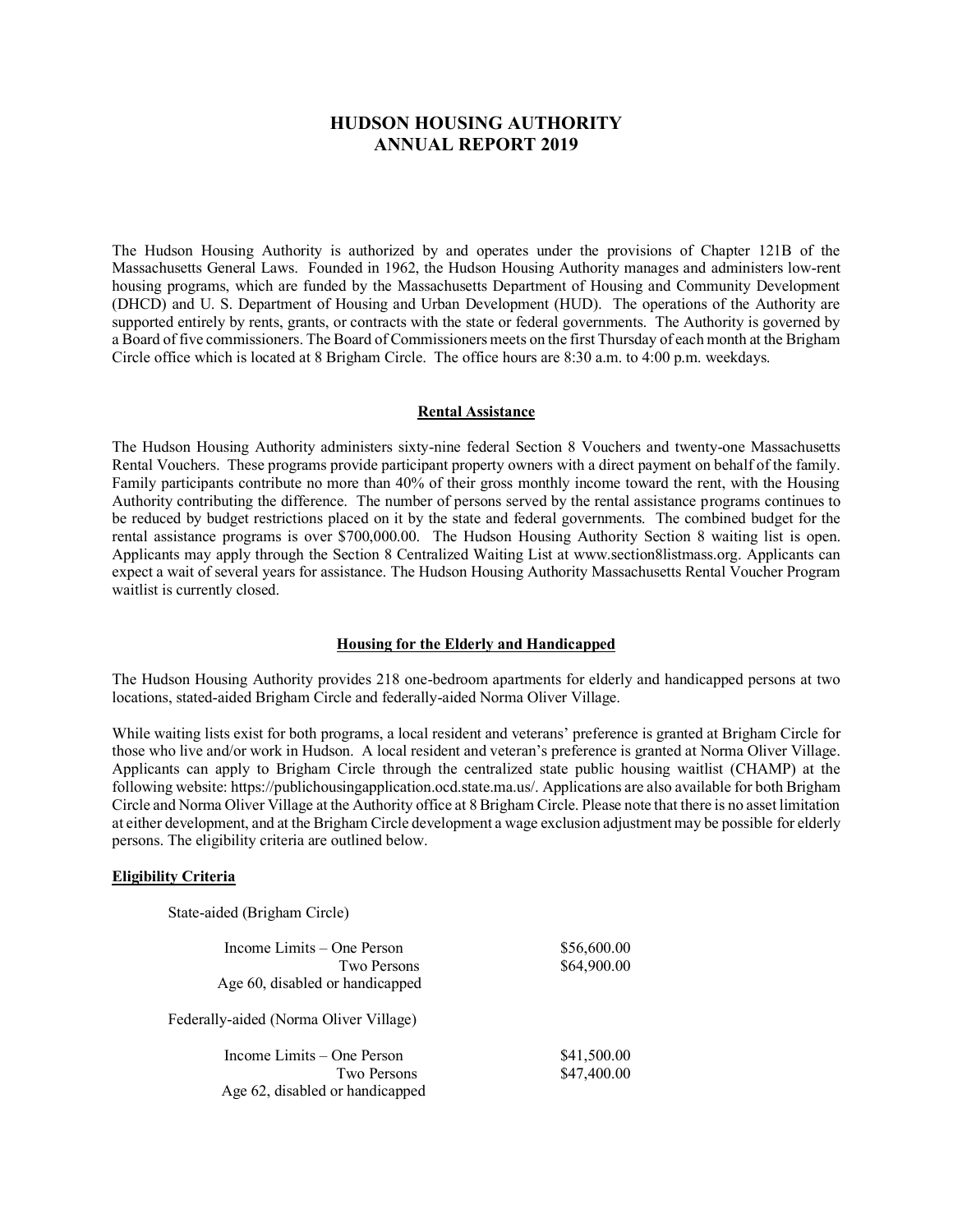# HUDSON HOUSING AUTHORITY
# ANNUAL REPORT 2019

The Hudson Housing Authority is authorized by and operates under the provisions of Chapter 121B of the Massachusetts General Laws. Founded in 1962, the Hudson Housing Authority manages and administers low-rent housing programs, which are funded by the Massachusetts Department of Housing and Community Development (DHCD) and U. S. Department of Housing and Urban Development (HUD). The operations of the Authority are supported entirely by rents, grants, or contracts with the state or federal governments. The Authority is governed by a Board of five commissioners. The Board of Commissioners meets on the first Thursday of each month at the Brigham Circle office which is located at 8 Brigham Circle. The office hours are 8:30 a.m. to 4:00 p.m. weekdays.

## Rental Assistance

The Hudson Housing Authority administers sixty-nine federal Section 8 Vouchers and twenty-one Massachusetts Rental Vouchers. These programs provide participant property owners with a direct payment on behalf of the family. Family participants contribute no more than 40% of their gross monthly income toward the rent, with the Housing Authority contributing the difference. The number of persons served by the rental assistance programs continues to be reduced by budget restrictions placed on it by the state and federal governments. The combined budget for the rental assistance programs is over $700,000.00. The Hudson Housing Authority Section 8 waiting list is open. Applicants may apply through the Section 8 Centralized Waiting List at www.section8listmass.org. Applicants can expect a wait of several years for assistance. The Hudson Housing Authority Massachusetts Rental Voucher Program waitlist is currently closed.

## Housing for the Elderly and Handicapped

The Hudson Housing Authority provides 218 one-bedroom apartments for elderly and handicapped persons at two locations, stated-aided Brigham Circle and federally-aided Norma Oliver Village.

While waiting lists exist for both programs, a local resident and veterans' preference is granted at Brigham Circle for those who live and/or work in Hudson. A local resident and veteran's preference is granted at Norma Oliver Village. Applicants can apply to Brigham Circle through the centralized state public housing waitlist (CHAMP) at the following website: https://publichousingapplication.ocd.state.ma.us/. Applications are also available for both Brigham Circle and Norma Oliver Village at the Authority office at 8 Brigham Circle. Please note that there is no asset limitation at either development, and at the Brigham Circle development a wage exclusion adjustment may be possible for elderly persons. The eligibility criteria are outlined below.

### Eligibility Criteria

State-aided (Brigham Circle)

| | |
|---|---|
| Income Limits – One Person | $56,600.00 |
| Two Persons | $64,900.00 |
| Age 60, disabled or handicapped | |

Federally-aided (Norma Oliver Village)

| | |
|---|---|
| Income Limits – One Person | $41,500.00 |
| Two Persons | $47,400.00 |
| Age 62, disabled or handicapped | |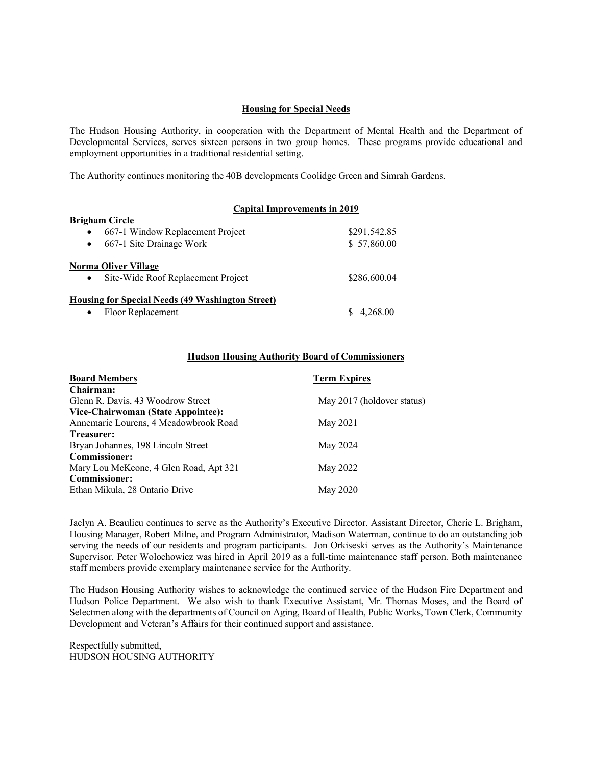## Housing for Special Needs

The Hudson Housing Authority, in cooperation with the Department of Mental Health and the Department of Developmental Services, serves sixteen persons in two group homes. These programs provide educational and employment opportunities in a traditional residential setting.

The Authority continues monitoring the 40B developments Coolidge Green and Simrah Gardens.

## Capital Improvements in 2019

**Brigham Circle**

- 667-1 Window Replacement Project $291,542.85
- 667-1 Site Drainage Work $ 57,860.00

**Norma Oliver Village**

- Site-Wide Roof Replacement Project $286,600.04

**Housing for Special Needs (49 Washington Street)**

- Floor Replacement $ 4,268.00

## Hudson Housing Authority Board of Commissioners

| Board Members | Term Expires |
|---|---|
| **Chairman:** | |
| Glenn R. Davis, 43 Woodrow Street | May 2017 (holdover status) |
| **Vice-Chairwoman (State Appointee):** | |
| Annemarie Lourens, 4 Meadowbrook Road | May 2021 |
| **Treasurer:** | |
| Bryan Johannes, 198 Lincoln Street | May 2024 |
| **Commissioner:** | |
| Mary Lou McKeone, 4 Glen Road, Apt 321 | May 2022 |
| **Commissioner:** | |
| Ethan Mikula, 28 Ontario Drive | May 2020 |

Jaclyn A. Beaulieu continues to serve as the Authority's Executive Director. Assistant Director, Cherie L. Brigham, Housing Manager, Robert Milne, and Program Administrator, Madison Waterman, continue to do an outstanding job serving the needs of our residents and program participants. Jon Orkiseski serves as the Authority's Maintenance Supervisor. Peter Wolochowicz was hired in April 2019 as a full-time maintenance staff person. Both maintenance staff members provide exemplary maintenance service for the Authority.

The Hudson Housing Authority wishes to acknowledge the continued service of the Hudson Fire Department and Hudson Police Department. We also wish to thank Executive Assistant, Mr. Thomas Moses, and the Board of Selectmen along with the departments of Council on Aging, Board of Health, Public Works, Town Clerk, Community Development and Veteran's Affairs for their continued support and assistance.

Respectfully submitted,
HUDSON HOUSING AUTHORITY